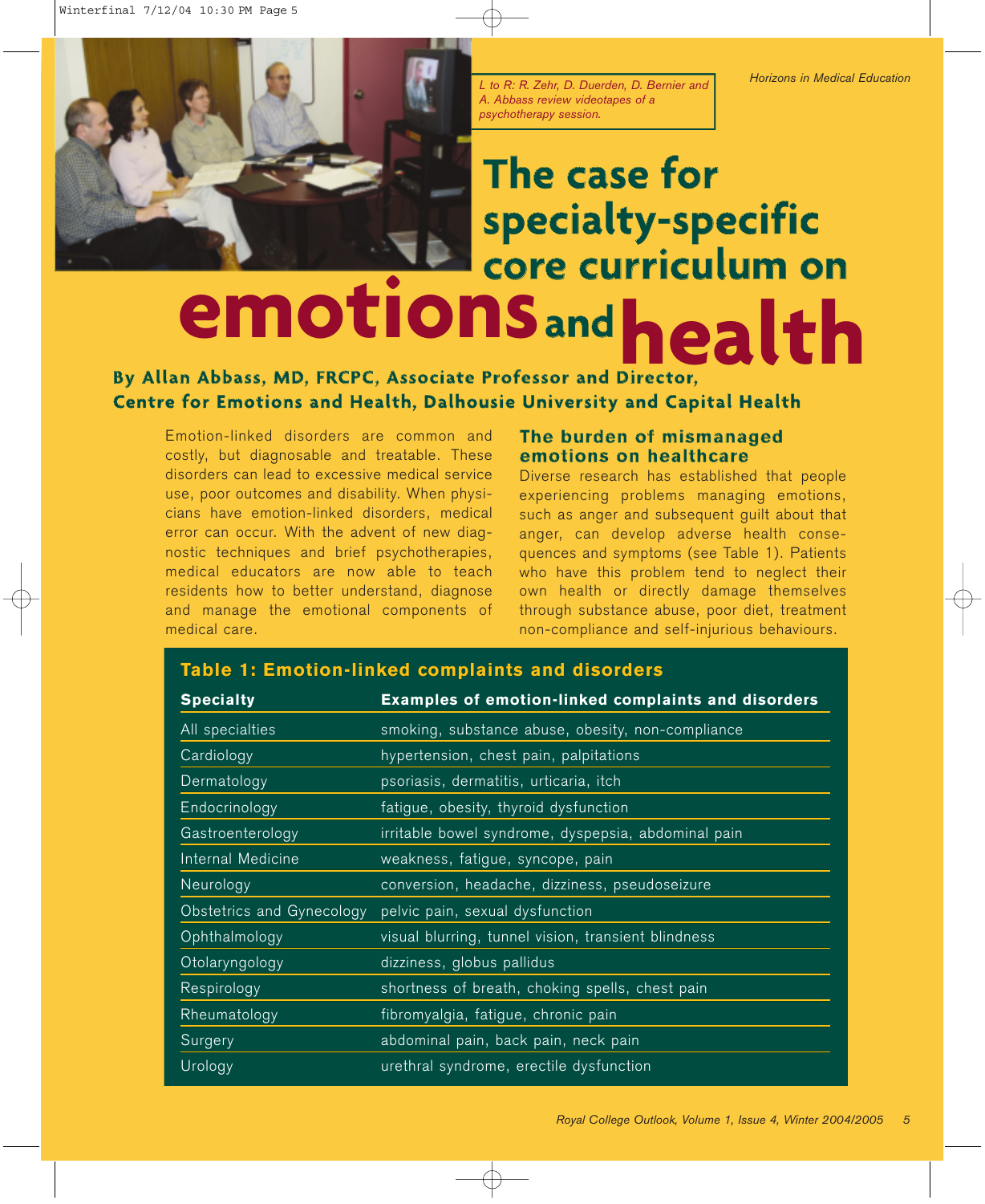L to R: R. Zehr, D. Duerden, D. Bernier and A. Abbass review videotapes of a psychotherapy session.

# The case for specialty-specific core curriculum on emotions and health

**By Allan Abbass, MD, FRCPC, Associate Professor and Director, Centre for Emotions and Health, Dalhousie University and Capital Health**

Emotion-linked disorders are common and costly, but diagnosable and treatable. These disorders can lead to excessive medical service use, poor outcomes and disability. When physicians have emotion-linked disorders, medical error can occur. With the advent of new diagnostic techniques and brief psychotherapies, medical educators are now able to teach residents how to better understand, diagnose and manage the emotional components of medical care.

## The burden of mismanaged emotions on healthcare

Diverse research has established that people experiencing problems managing emotions, such as anger and subsequent guilt about that anger, can develop adverse health consequences and symptoms (see Table 1). Patients who have this problem tend to neglect their own health or directly damage themselves through substance abuse, poor diet, treatment non-compliance and self-injurious behaviours.

**Table 1: Emotion-linked complaints and disorders**

| Specialty | Examples of emotion-linked complaints and disorders |
| --- | --- |
| All specialties | smoking, substance abuse, obesity, non-compliance |
| Cardiology | hypertension, chest pain, palpitations |
| Dermatology | psoriasis, dermatitis, urticaria, itch |
| Endocrinology | fatigue, obesity, thyroid dysfunction |
| Gastroenterology | irritable bowel syndrome, dyspepsia, abdominal pain |
| Internal Medicine | weakness, fatigue, syncope, pain |
| Neurology | conversion, headache, dizziness, pseudoseizure |
| Obstetrics and Gynecology | pelvic pain, sexual dysfunction |
| Ophthalmology | visual blurring, tunnel vision, transient blindness |
| Otolaryngology | dizziness, globus pallidus |
| Respirology | shortness of breath, choking spells, chest pain |
| Rheumatology | fibromyalgia, fatigue, chronic pain |
| Surgery | abdominal pain, back pain, neck pain |
| Urology | urethral syndrome, erectile dysfunction |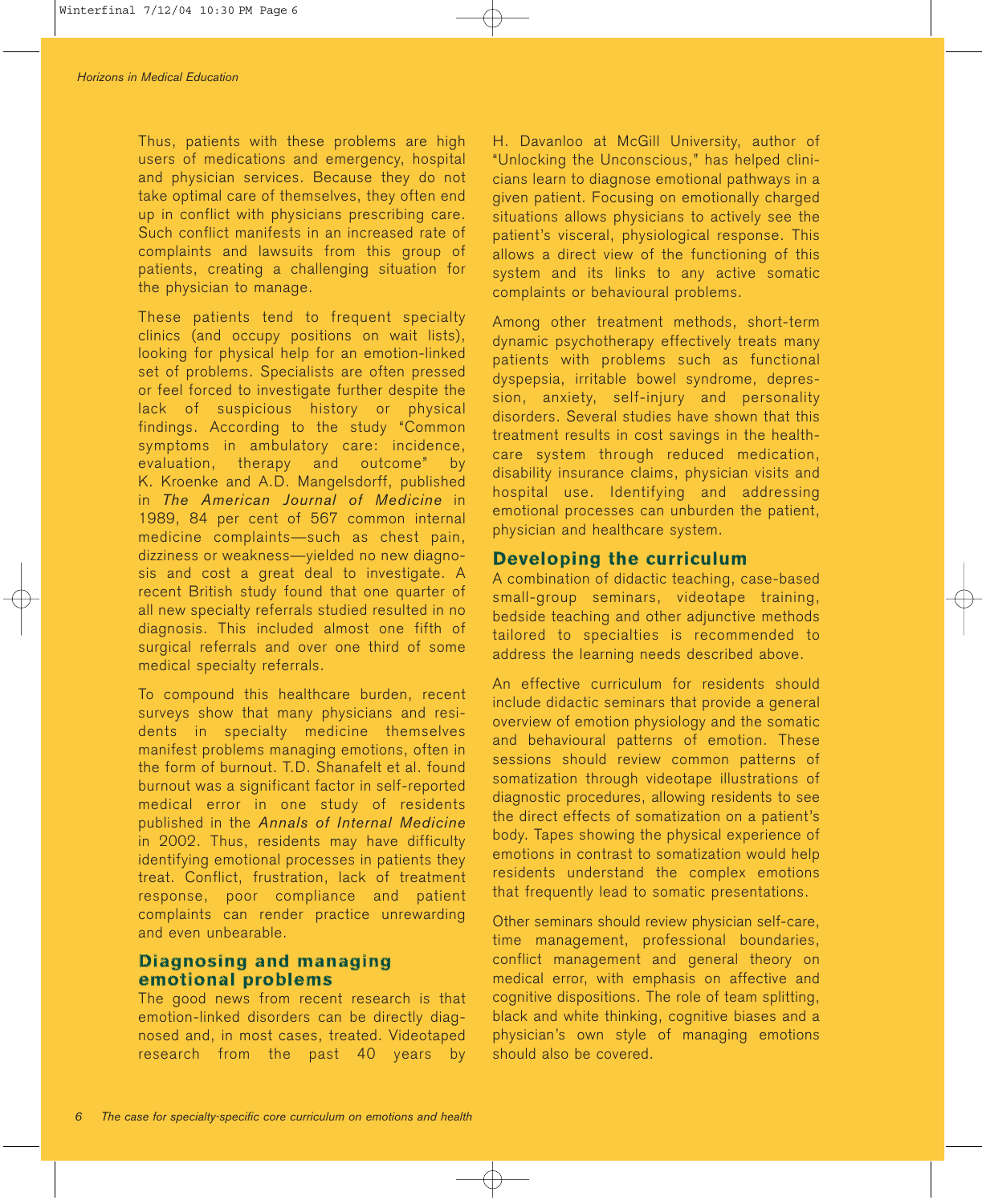Thus, patients with these problems are high users of medications and emergency, hospital and physician services. Because they do not take optimal care of themselves, they often end up in conflict with physicians prescribing care. Such conflict manifests in an increased rate of complaints and lawsuits from this group of patients, creating a challenging situation for the physician to manage.

These patients tend to frequent specialty clinics (and occupy positions on wait lists), looking for physical help for an emotion-linked set of problems. Specialists are often pressed or feel forced to investigate further despite the lack of suspicious history or physical findings. According to the study "Common symptoms in ambulatory care: incidence, evaluation, therapy and outcome" by K. Kroenke and A.D. Mangelsdorff, published in *The American Journal of Medicine* in 1989, 84 per cent of 567 common internal medicine complaints—such as chest pain, dizziness or weakness—yielded no new diagnosis and cost a great deal to investigate. A recent British study found that one quarter of all new specialty referrals studied resulted in no diagnosis. This included almost one fifth of surgical referrals and over one third of some medical specialty referrals.

To compound this healthcare burden, recent surveys show that many physicians and residents in specialty medicine themselves manifest problems managing emotions, often in the form of burnout. T.D. Shanafelt et al. found burnout was a significant factor in self-reported medical error in one study of residents published in the *Annals of Internal Medicine* in 2002. Thus, residents may have difficulty identifying emotional processes in patients they treat. Conflict, frustration, lack of treatment response, poor compliance and patient complaints can render practice unrewarding and even unbearable.

## Diagnosing and managing emotional problems

The good news from recent research is that emotion-linked disorders can be directly diagnosed and, in most cases, treated. Videotaped research from the past 40 years by H. Davanloo at McGill University, author of "Unlocking the Unconscious," has helped clinicians learn to diagnose emotional pathways in a given patient. Focusing on emotionally charged situations allows physicians to actively see the patient's visceral, physiological response. This allows a direct view of the functioning of this system and its links to any active somatic complaints or behavioural problems.

Among other treatment methods, short-term dynamic psychotherapy effectively treats many patients with problems such as functional dyspepsia, irritable bowel syndrome, depression, anxiety, self-injury and personality disorders. Several studies have shown that this treatment results in cost savings in the healthcare system through reduced medication, disability insurance claims, physician visits and hospital use. Identifying and addressing emotional processes can unburden the patient, physician and healthcare system.

## Developing the curriculum

A combination of didactic teaching, case-based small-group seminars, videotape training, bedside teaching and other adjunctive methods tailored to specialties is recommended to address the learning needs described above.

An effective curriculum for residents should include didactic seminars that provide a general overview of emotion physiology and the somatic and behavioural patterns of emotion. These sessions should review common patterns of somatization through videotape illustrations of diagnostic procedures, allowing residents to see the direct effects of somatization on a patient's body. Tapes showing the physical experience of emotions in contrast to somatization would help residents understand the complex emotions that frequently lead to somatic presentations.

Other seminars should review physician self-care, time management, professional boundaries, conflict management and general theory on medical error, with emphasis on affective and cognitive dispositions. The role of team splitting, black and white thinking, cognitive biases and a physician's own style of managing emotions should also be covered.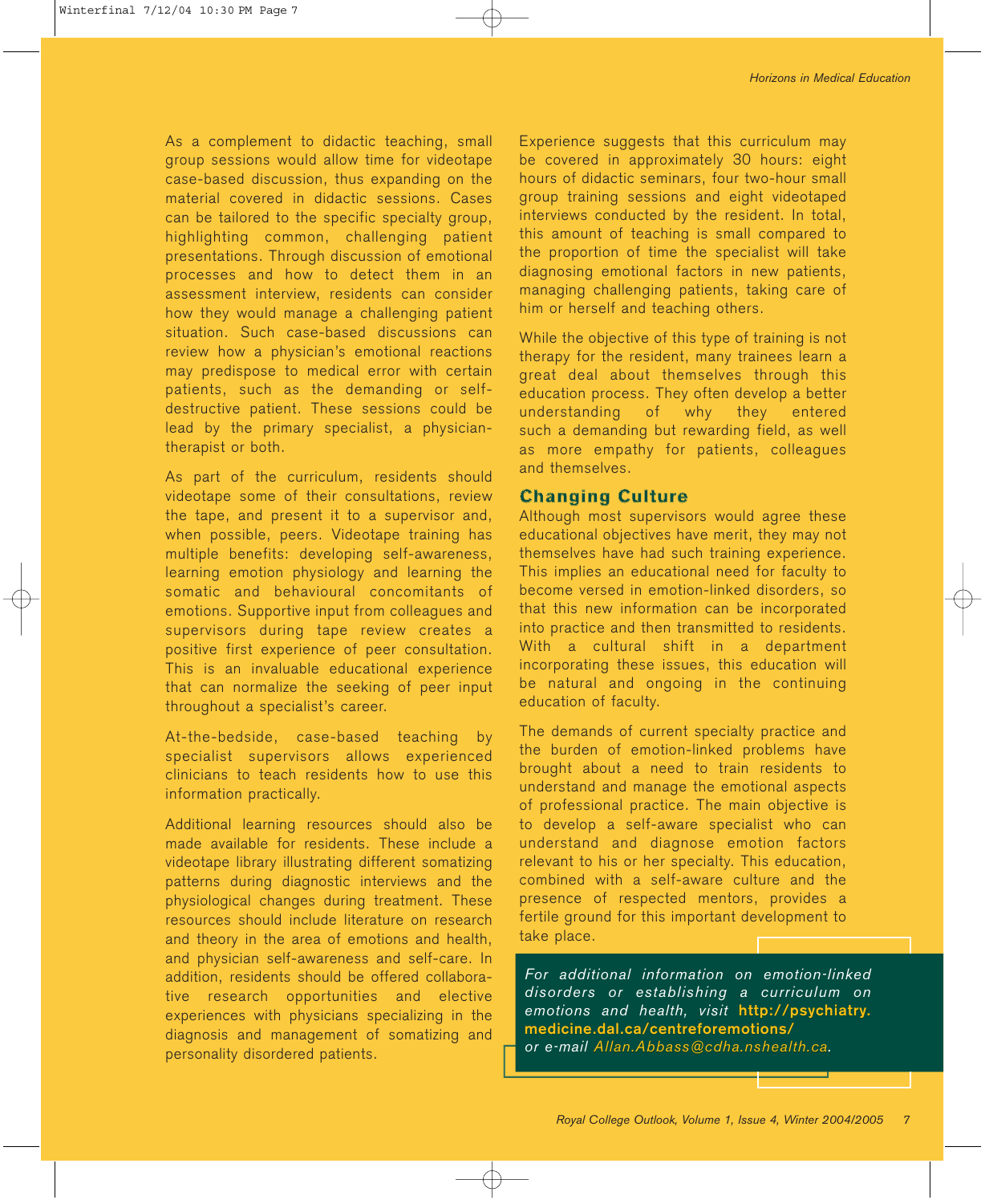As a complement to didactic teaching, small group sessions would allow time for videotape case-based discussion, thus expanding on the material covered in didactic sessions. Cases can be tailored to the specific specialty group, highlighting common, challenging patient presentations. Through discussion of emotional processes and how to detect them in an assessment interview, residents can consider how they would manage a challenging patient situation. Such case-based discussions can review how a physician's emotional reactions may predispose to medical error with certain patients, such as the demanding or self-destructive patient. These sessions could be lead by the primary specialist, a physician-therapist or both.

As part of the curriculum, residents should videotape some of their consultations, review the tape, and present it to a supervisor and, when possible, peers. Videotape training has multiple benefits: developing self-awareness, learning emotion physiology and learning the somatic and behavioural concomitants of emotions. Supportive input from colleagues and supervisors during tape review creates a positive first experience of peer consultation. This is an invaluable educational experience that can normalize the seeking of peer input throughout a specialist's career.

At-the-bedside, case-based teaching by specialist supervisors allows experienced clinicians to teach residents how to use this information practically.

Additional learning resources should also be made available for residents. These include a videotape library illustrating different somatizing patterns during diagnostic interviews and the physiological changes during treatment. These resources should include literature on research and theory in the area of emotions and health, and physician self-awareness and self-care. In addition, residents should be offered collaborative research opportunities and elective experiences with physicians specializing in the diagnosis and management of somatizing and personality disordered patients.

Experience suggests that this curriculum may be covered in approximately 30 hours: eight hours of didactic seminars, four two-hour small group training sessions and eight videotaped interviews conducted by the resident. In total, this amount of teaching is small compared to the proportion of time the specialist will take diagnosing emotional factors in new patients, managing challenging patients, taking care of him or herself and teaching others.

While the objective of this type of training is not therapy for the resident, many trainees learn a great deal about themselves through this education process. They often develop a better understanding of why they entered such a demanding but rewarding field, as well as more empathy for patients, colleagues and themselves.

## Changing Culture

Although most supervisors would agree these educational objectives have merit, they may not themselves have had such training experience. This implies an educational need for faculty to become versed in emotion-linked disorders, so that this new information can be incorporated into practice and then transmitted to residents. With a cultural shift in a department incorporating these issues, this education will be natural and ongoing in the continuing education of faculty.

The demands of current specialty practice and the burden of emotion-linked problems have brought about a need to train residents to understand and manage the emotional aspects of professional practice. The main objective is to develop a self-aware specialist who can understand and diagnose emotion factors relevant to his or her specialty. This education, combined with a self-aware culture and the presence of respected mentors, provides a fertile ground for this important development to take place.

*For additional information on emotion-linked disorders or establishing a curriculum on emotions and health, visit* **http://psychiatry.medicine.dal.ca/centreforemotions/**
*or e-mail Allan.Abbass@cdha.nshealth.ca.*